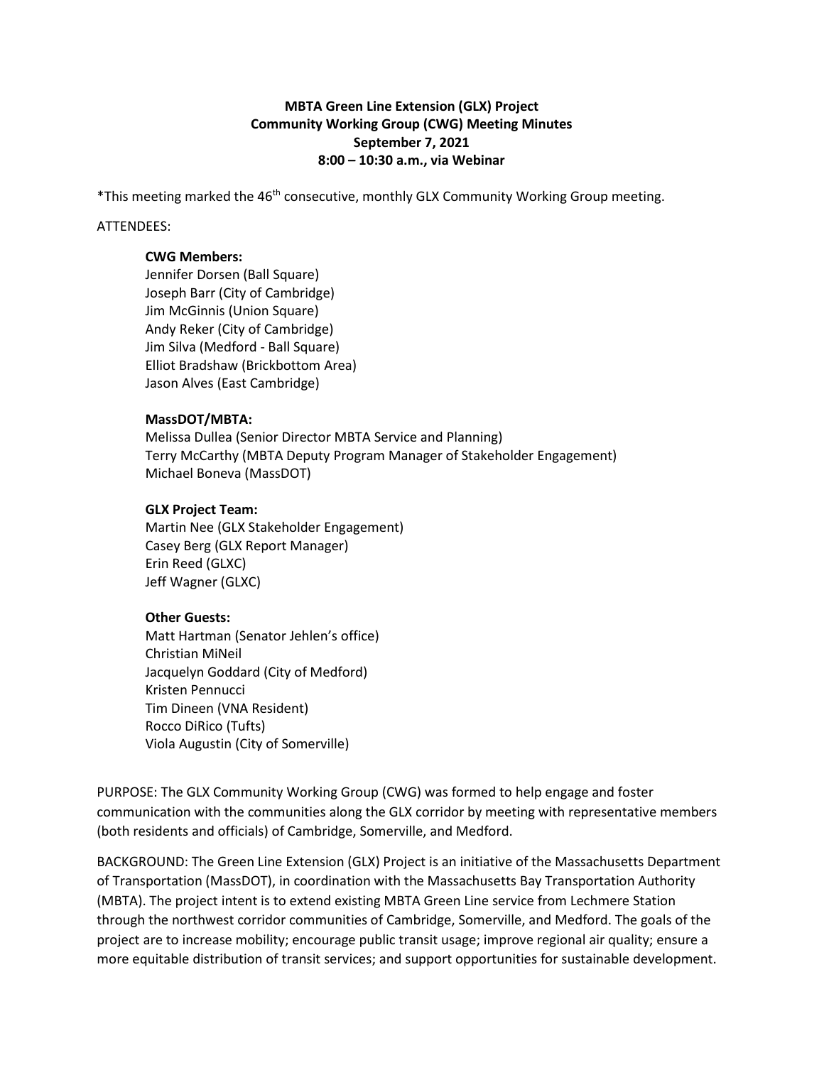**MBTA Green Line Extension (GLX) Project**
**Community Working Group (CWG) Meeting Minutes**
**September 7, 2021**
**8:00 – 10:30 a.m., via Webinar**

*This meeting marked the 46th consecutive, monthly GLX Community Working Group meeting.

ATTENDEES:

**CWG Members:**
Jennifer Dorsen (Ball Square)
Joseph Barr (City of Cambridge)
Jim McGinnis (Union Square)
Andy Reker (City of Cambridge)
Jim Silva (Medford - Ball Square)
Elliot Bradshaw (Brickbottom Area)
Jason Alves (East Cambridge)

**MassDOT/MBTA:**
Melissa Dullea (Senior Director MBTA Service and Planning)
Terry McCarthy (MBTA Deputy Program Manager of Stakeholder Engagement)
Michael Boneva (MassDOT)

**GLX Project Team:**
Martin Nee (GLX Stakeholder Engagement)
Casey Berg (GLX Report Manager)
Erin Reed (GLXC)
Jeff Wagner (GLXC)

**Other Guests:**
Matt Hartman (Senator Jehlen's office)
Christian MiNeil
Jacquelyn Goddard (City of Medford)
Kristen Pennucci
Tim Dineen (VNA Resident)
Rocco DiRico (Tufts)
Viola Augustin (City of Somerville)

PURPOSE: The GLX Community Working Group (CWG) was formed to help engage and foster communication with the communities along the GLX corridor by meeting with representative members (both residents and officials) of Cambridge, Somerville, and Medford.

BACKGROUND: The Green Line Extension (GLX) Project is an initiative of the Massachusetts Department of Transportation (MassDOT), in coordination with the Massachusetts Bay Transportation Authority (MBTA). The project intent is to extend existing MBTA Green Line service from Lechmere Station through the northwest corridor communities of Cambridge, Somerville, and Medford. The goals of the project are to increase mobility; encourage public transit usage; improve regional air quality; ensure a more equitable distribution of transit services; and support opportunities for sustainable development.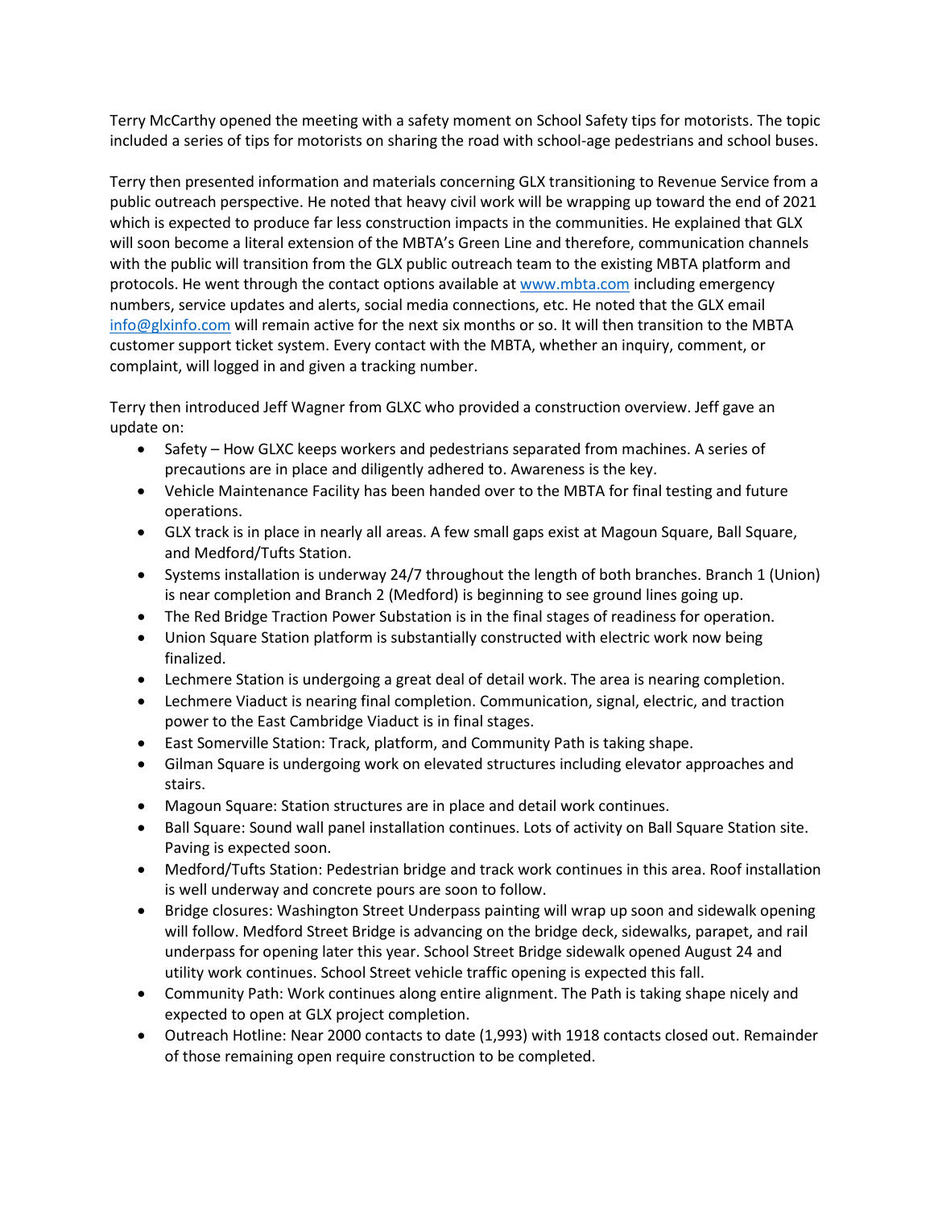Terry McCarthy opened the meeting with a safety moment on School Safety tips for motorists. The topic included a series of tips for motorists on sharing the road with school-age pedestrians and school buses.

Terry then presented information and materials concerning GLX transitioning to Revenue Service from a public outreach perspective. He noted that heavy civil work will be wrapping up toward the end of 2021 which is expected to produce far less construction impacts in the communities. He explained that GLX will soon become a literal extension of the MBTA's Green Line and therefore, communication channels with the public will transition from the GLX public outreach team to the existing MBTA platform and protocols. He went through the contact options available at [www.mbta.com](http://www.mbta.com) including emergency numbers, service updates and alerts, social media connections, etc. He noted that the GLX email [info@glxinfo.com](mailto:info@glxinfo.com) will remain active for the next six months or so. It will then transition to the MBTA customer support ticket system. Every contact with the MBTA, whether an inquiry, comment, or complaint, will logged in and given a tracking number.

Terry then introduced Jeff Wagner from GLXC who provided a construction overview. Jeff gave an update on:

- Safety – How GLXC keeps workers and pedestrians separated from machines. A series of precautions are in place and diligently adhered to. Awareness is the key.
- Vehicle Maintenance Facility has been handed over to the MBTA for final testing and future operations.
- GLX track is in place in nearly all areas. A few small gaps exist at Magoun Square, Ball Square, and Medford/Tufts Station.
- Systems installation is underway 24/7 throughout the length of both branches. Branch 1 (Union) is near completion and Branch 2 (Medford) is beginning to see ground lines going up.
- The Red Bridge Traction Power Substation is in the final stages of readiness for operation.
- Union Square Station platform is substantially constructed with electric work now being finalized.
- Lechmere Station is undergoing a great deal of detail work. The area is nearing completion.
- Lechmere Viaduct is nearing final completion. Communication, signal, electric, and traction power to the East Cambridge Viaduct is in final stages.
- East Somerville Station: Track, platform, and Community Path is taking shape.
- Gilman Square is undergoing work on elevated structures including elevator approaches and stairs.
- Magoun Square: Station structures are in place and detail work continues.
- Ball Square: Sound wall panel installation continues. Lots of activity on Ball Square Station site. Paving is expected soon.
- Medford/Tufts Station: Pedestrian bridge and track work continues in this area. Roof installation is well underway and concrete pours are soon to follow.
- Bridge closures: Washington Street Underpass painting will wrap up soon and sidewalk opening will follow. Medford Street Bridge is advancing on the bridge deck, sidewalks, parapet, and rail underpass for opening later this year. School Street Bridge sidewalk opened August 24 and utility work continues. School Street vehicle traffic opening is expected this fall.
- Community Path: Work continues along entire alignment. The Path is taking shape nicely and expected to open at GLX project completion.
- Outreach Hotline: Near 2000 contacts to date (1,993) with 1918 contacts closed out. Remainder of those remaining open require construction to be completed.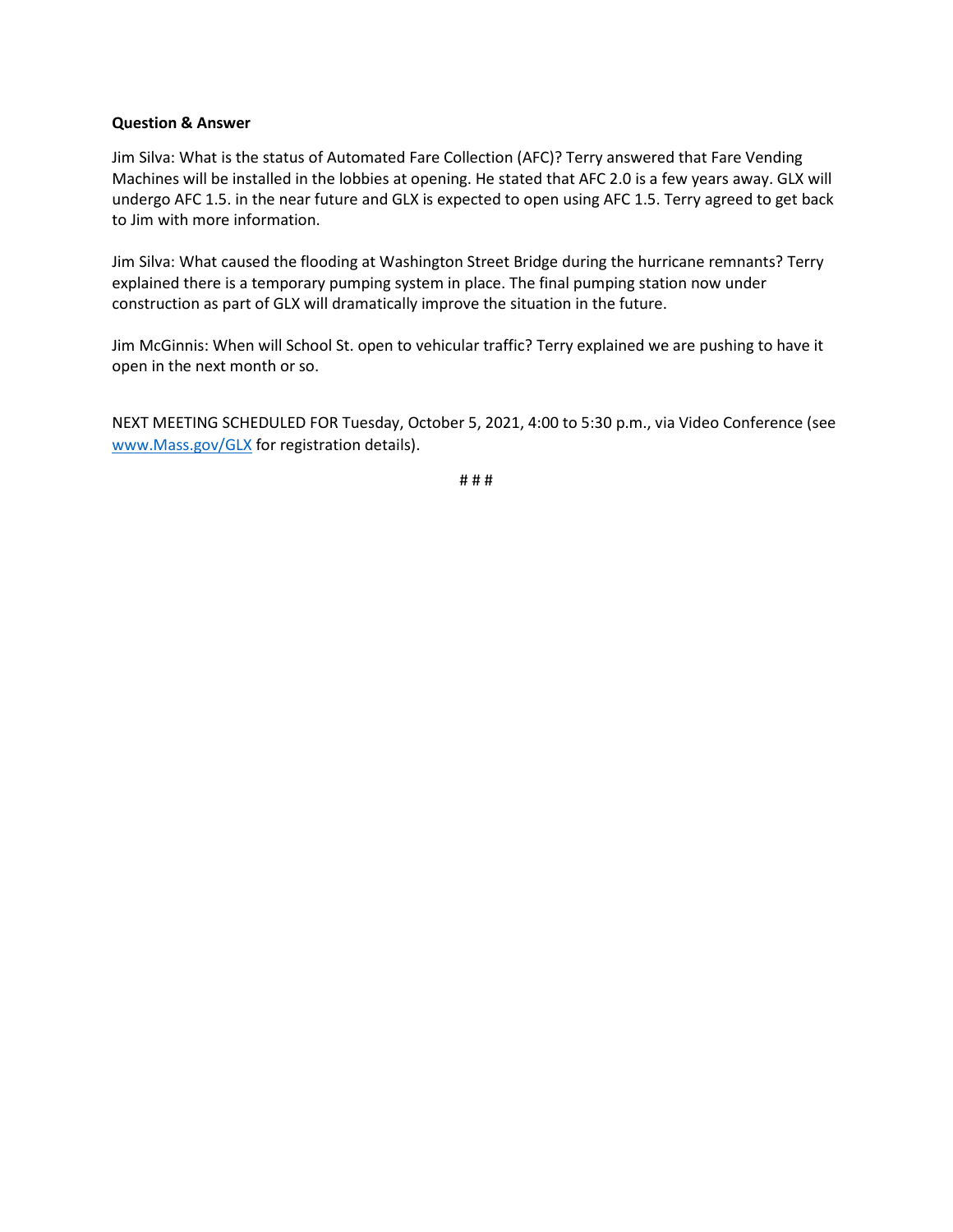**Question & Answer**

Jim Silva: What is the status of Automated Fare Collection (AFC)? Terry answered that Fare Vending Machines will be installed in the lobbies at opening. He stated that AFC 2.0 is a few years away. GLX will undergo AFC 1.5. in the near future and GLX is expected to open using AFC 1.5. Terry agreed to get back to Jim with more information.

Jim Silva: What caused the flooding at Washington Street Bridge during the hurricane remnants? Terry explained there is a temporary pumping system in place. The final pumping station now under construction as part of GLX will dramatically improve the situation in the future.

Jim McGinnis: When will School St. open to vehicular traffic? Terry explained we are pushing to have it open in the next month or so.

NEXT MEETING SCHEDULED FOR Tuesday, October 5, 2021, 4:00 to 5:30 p.m., via Video Conference (see [www.Mass.gov/GLX](http://www.Mass.gov/GLX) for registration details).

# # #